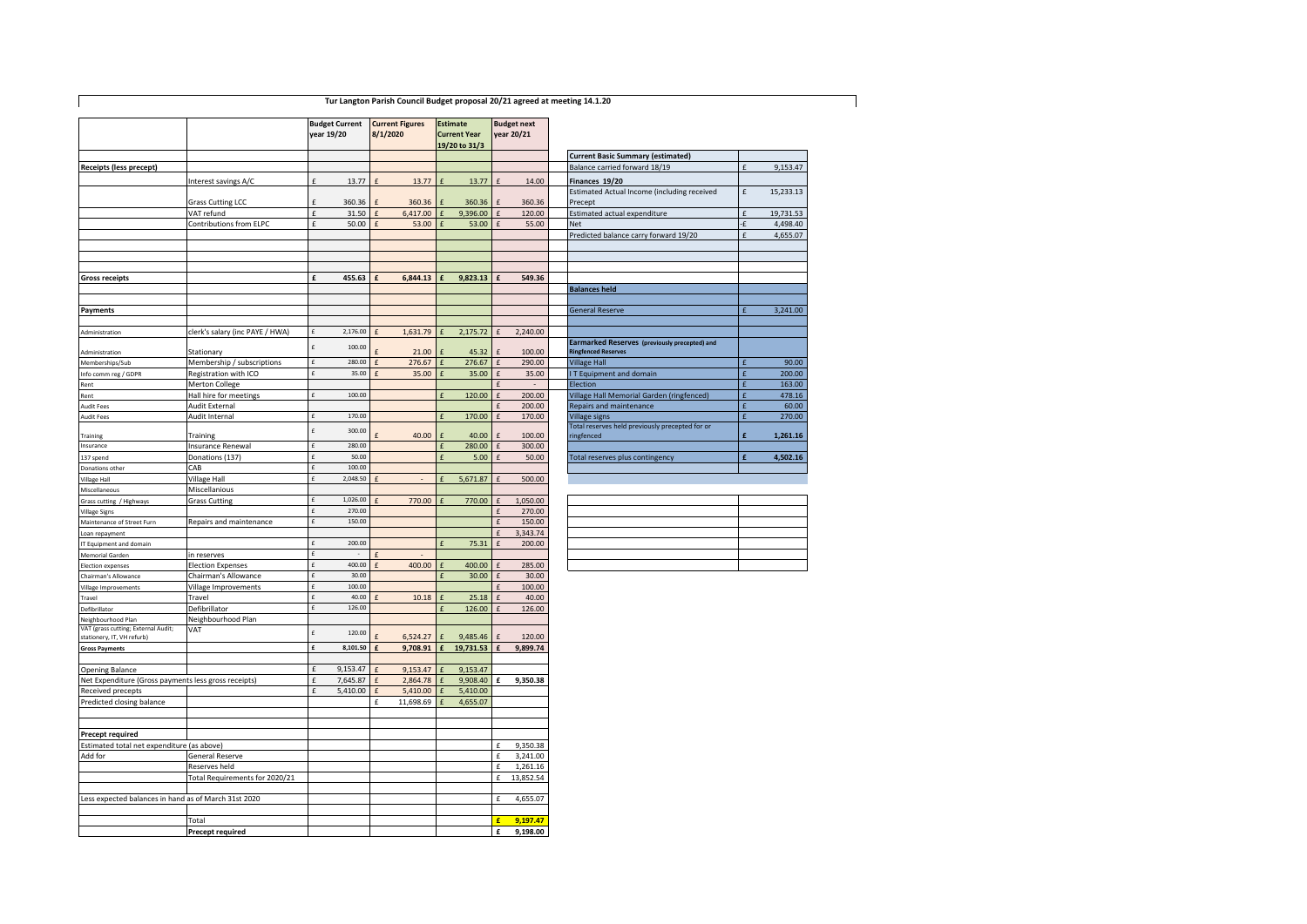# Tur Langton Parish Council Budget proposal 20/21 agreed at meeting 14.1.20

| | | Budget Current year 19/20 | Current Figures 8/1/2020 | Estimate Current Year 19/20 to 31/3 | Budget next year 20/21 |
|---|---|---|---|---|---|
| **Receipts (less precept)** | | | | | |
| | Interest savings A/C | £ 13.77 | £ 13.77 | £ 13.77 | £ 14.00 |
| | Grass Cutting LCC | £ 360.36 | £ 360.36 | £ 360.36 | £ 360.36 |
| | VAT refund | £ 31.50 | £ 6,417.00 | £ 9,396.00 | £ 120.00 |
| | Contributions from ELPC | £ 50.00 | £ 53.00 | £ 53.00 | £ 55.00 |
| **Gross receipts** | | **£ 455.63** | **£ 6,844.13** | **£ 9,823.13** | **£ 549.36** |
| **Payments** | | | | | |
| Administration | clerk's salary (inc PAYE / HWA) | £ 2,176.00 | £ 1,631.79 | £ 2,175.72 | £ 2,240.00 |
| Administration | Stationary | £ 100.00 | £ 21.00 | £ 45.32 | £ 100.00 |
| Memberships/Sub | Membership / subscriptions | £ 280.00 | £ 276.67 | £ 276.67 | £ 290.00 |
| Info comm reg / GDPR | Registration with ICO | £ 35.00 | £ 35.00 | £ 35.00 | £ 35.00 |
| Rent | Merton College | | | | £ - |
| Rent | Hall hire for meetings | £ 100.00 | | £ 120.00 | £ 200.00 |
| Audit Fees | Audit External | | | | £ 200.00 |
| Audit Fees | Audit Internal | £ 170.00 | | £ 170.00 | £ 170.00 |
| Training | Training | £ 300.00 | £ 40.00 | £ 40.00 | £ 100.00 |
| Insurance | Insurance Renewal | £ 280.00 | | £ 280.00 | £ 300.00 |
| 137 spend | Donations (137) | £ 50.00 | | £ 5.00 | £ 50.00 |
| Donations other | CAB | £ 100.00 | | | |
| Village Hall | Village Hall | £ 2,048.50 | £ - | £ 5,671.87 | £ 500.00 |
| Miscellaneous | Miscellanious | | | | |
| Grass cutting / Highways | Grass Cutting | £ 1,026.00 | £ 770.00 | £ 770.00 | £ 1,050.00 |
| Village Signs | | £ 270.00 | | | £ 270.00 |
| Maintenance of Street Furn | Repairs and maintenance | £ 150.00 | | | £ 150.00 |
| Loan repayment | | | | | £ 3,343.74 |
| IT Equipment and domain | | £ 200.00 | | £ 75.31 | £ 200.00 |
| Memorial Garden | in reserves | £ - | £ - | | |
| Election expenses | Election Expenses | £ 400.00 | £ 400.00 | £ 400.00 | £ 285.00 |
| Chairman's Allowance | Chairman's Allowance | £ 30.00 | | £ 30.00 | £ 30.00 |
| Village Improvements | Village Improvements | £ 100.00 | | | £ 100.00 |
| Travel | Travel | £ 40.00 | £ 10.18 | £ 25.18 | £ 40.00 |
| Defibrillator | Defibrillator | £ 126.00 | | £ 126.00 | £ 126.00 |
| Neighbourhood Plan | Neighbourhood Plan | | | | |
| VAT (grass cutting; External Audit; stationery, IT, VH refurb) | VAT | £ 120.00 | £ 6,524.27 | £ 9,485.46 | £ 120.00 |
| **Gross Payments** | | **£ 8,101.50** | **£ 9,708.91** | **£ 19,731.53** | **£ 9,899.74** |
| Opening Balance | | £ 9,153.47 | £ 9,153.47 | £ 9,153.47 | |
| Net Expenditure (Gross payments less gross receipts) | | £ 7,645.87 | £ 2,864.78 | £ 9,908.40 | **£ 9,350.38** |
| Received precepts | | £ 5,410.00 | £ 5,410.00 | £ 5,410.00 | |
| Predicted closing balance | | | £ 11,698.69 | £ 4,655.07 | |
| **Precept required** | | | | | |
| Estimated total net expenditure (as above) | | | | | £ 9,350.38 |
| Add for | General Reserve | | | | £ 3,241.00 |
| | Reserves held | | | | £ 1,261.16 |
| | Total Requirements for 2020/21 | | | | £ 13,852.54 |
| Less expected balances in hand as of March 31st 2020 | | | | | £ 4,655.07 |
| | Total | | | | **£ 9,197.47** |
| | **Precept required** | | | | **£ 9,198.00** |

| **Current Basic Summary (estimated)** | |
|---|---|
| Balance carried forward 18/19 | £ 9,153.47 |
| **Finances 19/20** | |
| Estimated Actual Income (including received Precept | £ 15,233.13 |
| Estimated actual expenditure | £ 19,731.53 |
| Net | -£ 4,498.40 |
| Predicted balance carry forward 19/20 | £ 4,655.07 |
| **Balances held** | |
| General Reserve | £ 3,241.00 |
| **Earmarked Reserves** (previously precepted) and **Ringfenced Reserves** | |
| Village Hall | £ 90.00 |
| I T Equipment and domain | £ 200.00 |
| Election | £ 163.00 |
| Village Hall Memorial Garden (ringfenced) | £ 478.16 |
| Repairs and maintenance | £ 60.00 |
| Village signs | £ 270.00 |
| Total reserves held previously precepted for or ringfenced | **£ 1,261.16** |
| Total reserves plus contingency | **£ 4,502.16** |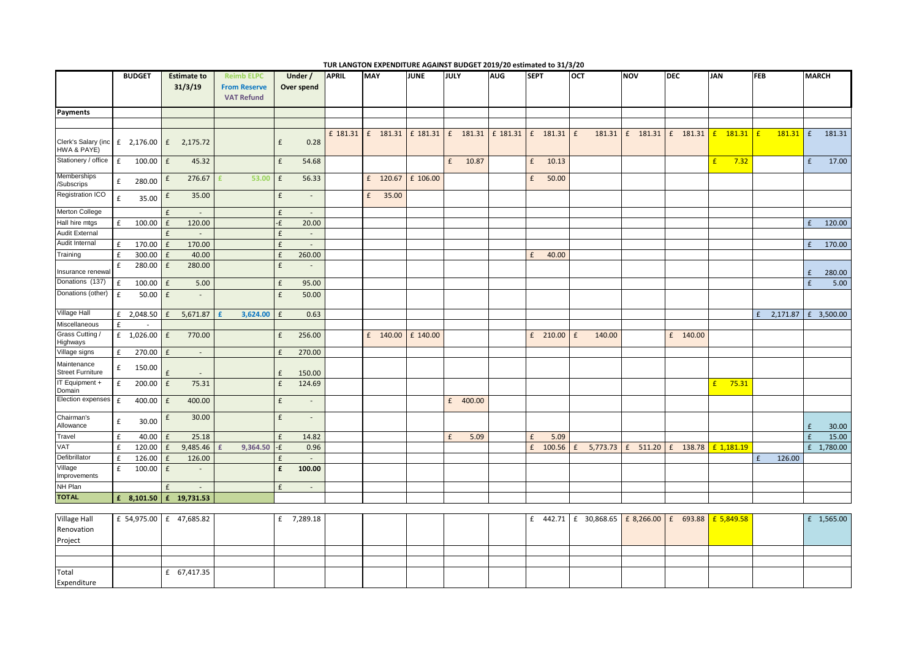**TUR LANGTON EXPENDITURE AGAINST BUDGET 2019/20 estimated to 31/3/20**

| | BUDGET | Estimate to 31/3/19 | Reimb ELPC From Reserve VAT Refund | Under / Over spend | APRIL | MAY | JUNE | JULY | AUG | SEPT | OCT | NOV | DEC | JAN | FEB | MARCH |
|---|---|---|---|---|---|---|---|---|---|---|---|---|---|---|---|---|
| **Payments** | | | | | | | | | | | | | | | | |
| | | | | | | | | | | | | | | | | |
| Clerk's Salary (inc HWA & PAYE) | £ 2,176.00 | £ 2,175.72 | | £ 0.28 | £ 181.31 | £ 181.31 | £ 181.31 | £ 181.31 | £ 181.31 | £ 181.31 | £ 181.31 | £ 181.31 | £ 181.31 | £ 181.31 | £ 181.31 | £ 181.31 |
| Stationery / office | £ 100.00 | £ 45.32 | | £ 54.68 | | | | £ 10.87 | | £ 10.13 | | | | £ 7.32 | | £ 17.00 |
| Memberships /Subscrips | £ 280.00 | £ 276.67 | £ 53.00 | £ 56.33 | | £ 120.67 | £ 106.00 | | | £ 50.00 | | | | | | |
| Registration ICO | £ 35.00 | £ 35.00 | | £ - | | £ 35.00 | | | | | | | | | | |
| Merton College | | £ - | | £ - | | | | | | | | | | | | |
| Hall hire mtgs | £ 100.00 | £ 120.00 | | -£ 20.00 | | | | | | | | | | | | £ 120.00 |
| Audit External | | £ - | | £ - | | | | | | | | | | | | |
| Audit Internal | £ 170.00 | £ 170.00 | | £ - | | | | | | | | | | | | £ 170.00 |
| Training | £ 300.00 | £ 40.00 | | £ 260.00 | | | | | | £ 40.00 | | | | | | |
| Insurance renewal | £ 280.00 | £ 280.00 | | £ - | | | | | | | | | | | | £ 280.00 |
| Donations (137) | £ 100.00 | £ 5.00 | | £ 95.00 | | | | | | | | | | | | £ 5.00 |
| Donations (other) | £ 50.00 | £ - | | £ 50.00 | | | | | | | | | | | | |
| Village Hall | £ 2,048.50 | £ 5,671.87 | £ 3,624.00 | £ 0.63 | | | | | | | | | | | £ 2,171.87 | £ 3,500.00 |
| Miscellaneous | £ - | | | | | | | | | | | | | | | |
| Grass Cutting / Highways | £ 1,026.00 | £ 770.00 | | £ 256.00 | | £ 140.00 | £ 140.00 | | | £ 210.00 | £ 140.00 | | £ 140.00 | | | |
| Village signs | £ 270.00 | £ - | | £ 270.00 | | | | | | | | | | | | |
| Maintenance Street Furniture | £ 150.00 | £ - | | £ 150.00 | | | | | | | | | | | | |
| IT Equipment + Domain | £ 200.00 | £ 75.31 | | £ 124.69 | | | | | | | | | | £ 75.31 | | |
| Election expenses | £ 400.00 | £ 400.00 | | £ - | | | | £ 400.00 | | | | | | | | |
| Chairman's Allowance | £ 30.00 | £ 30.00 | | £ - | | | | | | | | | | | | £ 30.00 |
| Travel | £ 40.00 | £ 25.18 | | £ 14.82 | | | | £ 5.09 | | £ 5.09 | | | | | | £ 15.00 |
| VAT | £ 120.00 | £ 9,485.46 | £ 9,364.50 | -£ 0.96 | | | | | | £ 100.56 | £ 5,773.73 | £ 511.20 | £ 138.78 | £ 1,181.19 | | £ 1,780.00 |
| Defibrillator | £ 126.00 | £ 126.00 | | £ - | | | | | | | | | | | £ 126.00 | |
| Village Improvements | £ 100.00 | £ - | | £ 100.00 | | | | | | | | | | | | |
| NH Plan | | £ - | | £ - | | | | | | | | | | | | |
| **TOTAL** | **£ 8,101.50** | **£ 19,731.53** | | | | | | | | | | | | | | |
| | | | | | | | | | | | | | | | | |
| Village Hall Renovation Project | £ 54,975.00 | £ 47,685.82 | | £ 7,289.18 | | | | | | £ 442.71 | £ 30,868.65 | £ 8,266.00 | £ 693.88 | £ 5,849.58 | | £ 1,565.00 |
| | | | | | | | | | | | | | | | | |
| | | | | | | | | | | | | | | | | |
| Total Expenditure | | £ 67,417.35 | | | | | | | | | | | | | | |